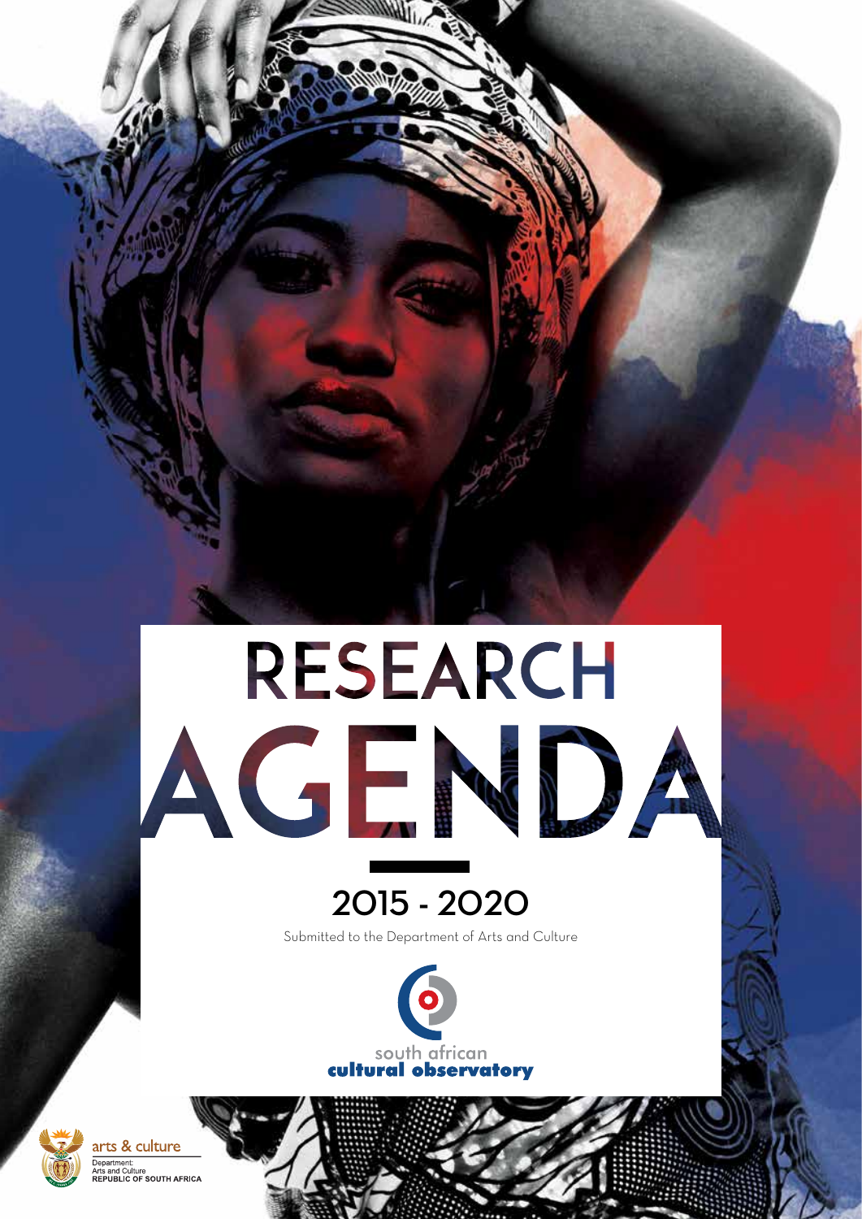# RESEARCH AGENDA

## 2015 - 2020

Submitted to the Department of Arts and Culture

south african
**cultural observatory**

arts & culture

Department:
Arts and Culture
REPUBLIC OF SOUTH AFRICA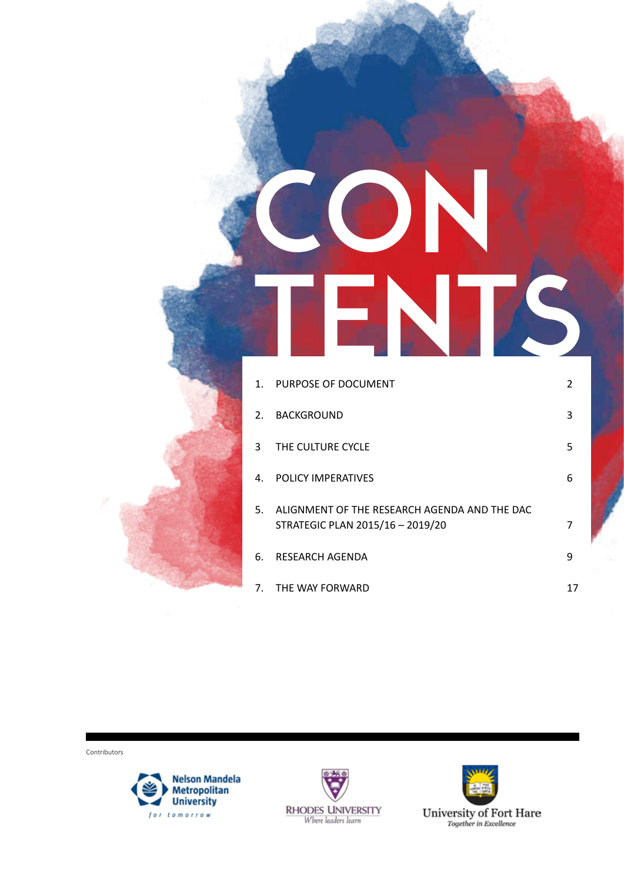# CONTENTS

| | | |
|---|---|---|
| 1. | PURPOSE OF DOCUMENT | 2 |
| 2. | BACKGROUND | 3 |
| 3 | THE CULTURE CYCLE | 5 |
| 4. | POLICY IMPERATIVES | 6 |
| 5. | ALIGNMENT OF THE RESEARCH AGENDA AND THE DAC STRATEGIC PLAN 2015/16 – 2019/20 | 7 |
| 6. | RESEARCH AGENDA | 9 |
| 7. | THE WAY FORWARD | 17 |

Contributors

Nelson Mandela Metropolitan University
*for tomorrow*

RHODES UNIVERSITY
*Where leaders learn*

University of Fort Hare
*Together in Excellence*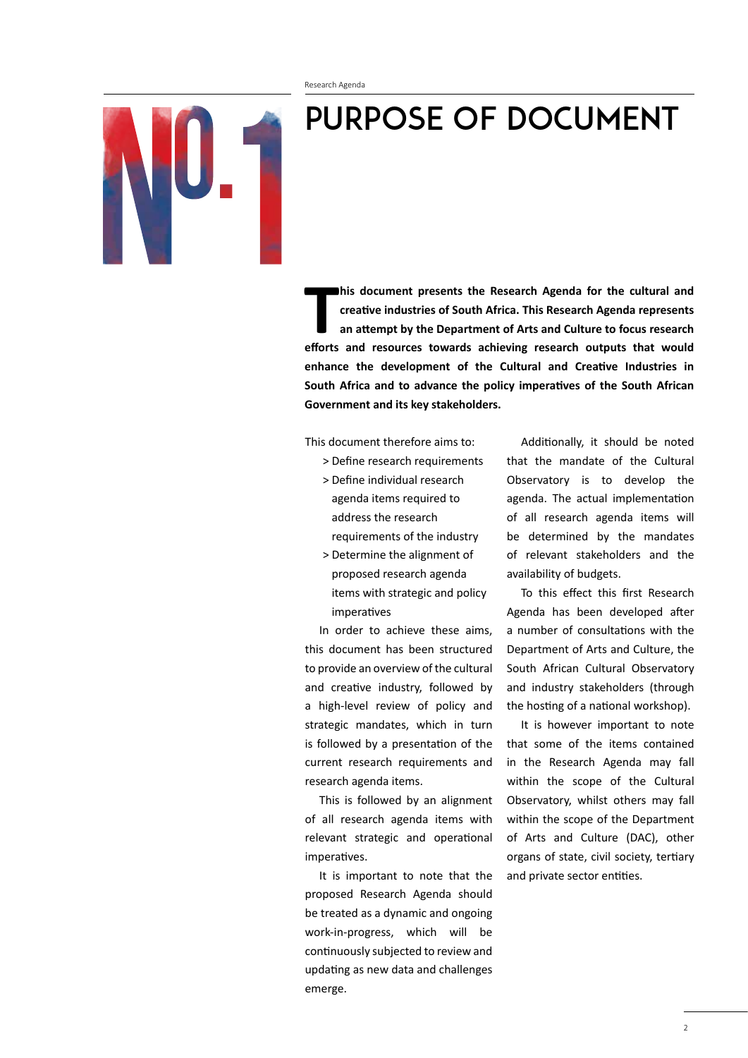# No. 1 PURPOSE OF DOCUMENT

**This document presents the Research Agenda for the cultural and creative industries of South Africa. This Research Agenda represents an attempt by the Department of Arts and Culture to focus research efforts and resources towards achieving research outputs that would enhance the development of the Cultural and Creative Industries in South Africa and to advance the policy imperatives of the South African Government and its key stakeholders.**

This document therefore aims to:

> Define research requirements
> Define individual research agenda items required to address the research requirements of the industry
> Determine the alignment of proposed research agenda items with strategic and policy imperatives

In order to achieve these aims, this document has been structured to provide an overview of the cultural and creative industry, followed by a high-level review of policy and strategic mandates, which in turn is followed by a presentation of the current research requirements and research agenda items.

This is followed by an alignment of all research agenda items with relevant strategic and operational imperatives.

It is important to note that the proposed Research Agenda should be treated as a dynamic and ongoing work-in-progress, which will be continuously subjected to review and updating as new data and challenges emerge.

Additionally, it should be noted that the mandate of the Cultural Observatory is to develop the agenda. The actual implementation of all research agenda items will be determined by the mandates of relevant stakeholders and the availability of budgets.

To this effect this first Research Agenda has been developed after a number of consultations with the Department of Arts and Culture, the South African Cultural Observatory and industry stakeholders (through the hosting of a national workshop).

It is however important to note that some of the items contained in the Research Agenda may fall within the scope of the Cultural Observatory, whilst others may fall within the scope of the Department of Arts and Culture (DAC), other organs of state, civil society, tertiary and private sector entities.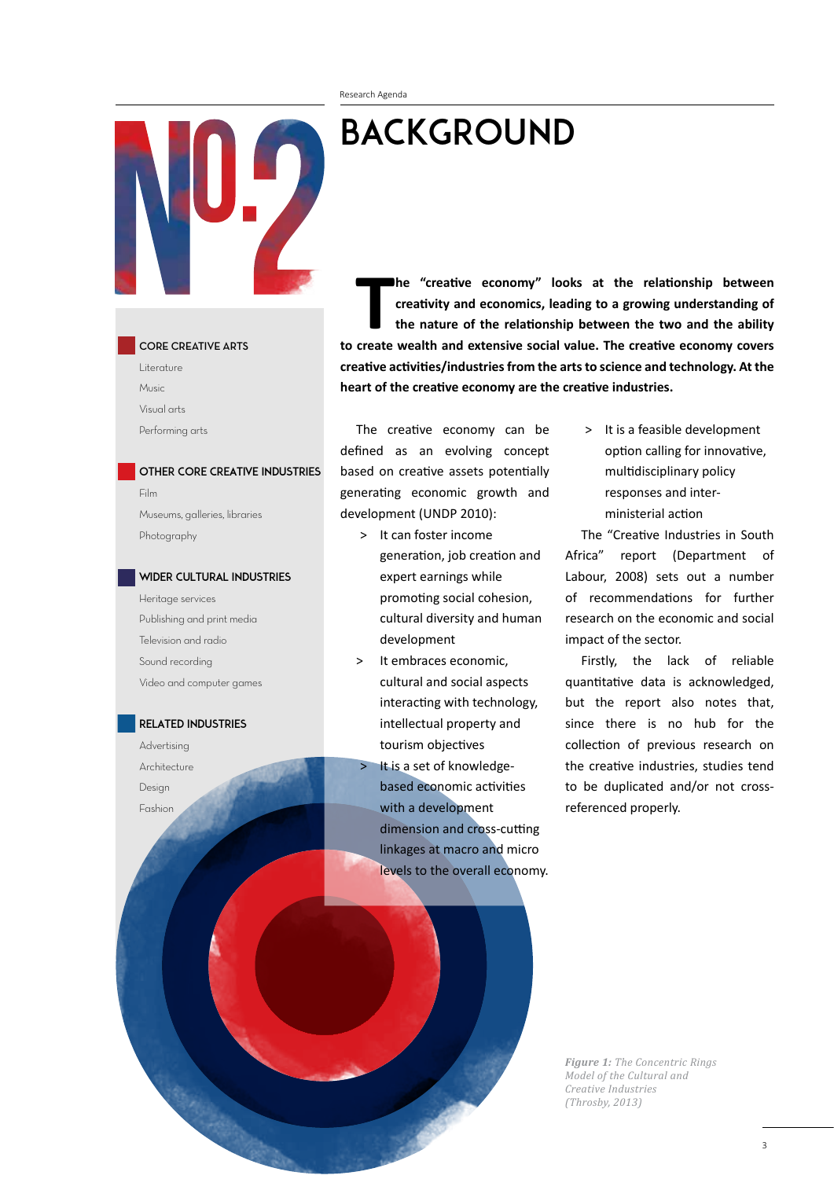# No.2

CORE CREATIVE ARTS

- Literature
- Music
- Visual arts
- Performing arts

OTHER CORE CREATIVE INDUSTRIES

- Film
- Museums, galleries, libraries
- Photography

WIDER CULTURAL INDUSTRIES

- Heritage services
- Publishing and print media
- Television and radio
- Sound recording
- Video and computer games

RELATED INDUSTRIES

- Advertising
- Architecture
- Design
- Fashion

*Figure 1: The Concentric Rings Model of the Cultural and Creative Industries (Throsby, 2013)*

# BACKGROUND

**The "creative economy" looks at the relationship between creativity and economics, leading to a growing understanding of the nature of the relationship between the two and the ability to create wealth and extensive social value. The creative economy covers creative activities/industries from the arts to science and technology. At the heart of the creative economy are the creative industries.**

The creative economy can be defined as an evolving concept based on creative assets potentially generating economic growth and development (UNDP 2010):

> It can foster income generation, job creation and expert earnings while promoting social cohesion, cultural diversity and human development

> It embraces economic, cultural and social aspects interacting with technology, intellectual property and tourism objectives

> It is a set of knowledge-based economic activities with a development dimension and cross-cutting linkages at macro and micro levels to the overall economy.

> It is a feasible development option calling for innovative, multidisciplinary policy responses and inter-ministerial action

The "Creative Industries in South Africa" report (Department of Labour, 2008) sets out a number of recommendations for further research on the economic and social impact of the sector.

Firstly, the lack of reliable quantitative data is acknowledged, but the report also notes that, since there is no hub for the collection of previous research on the creative industries, studies tend to be duplicated and/or not cross-referenced properly.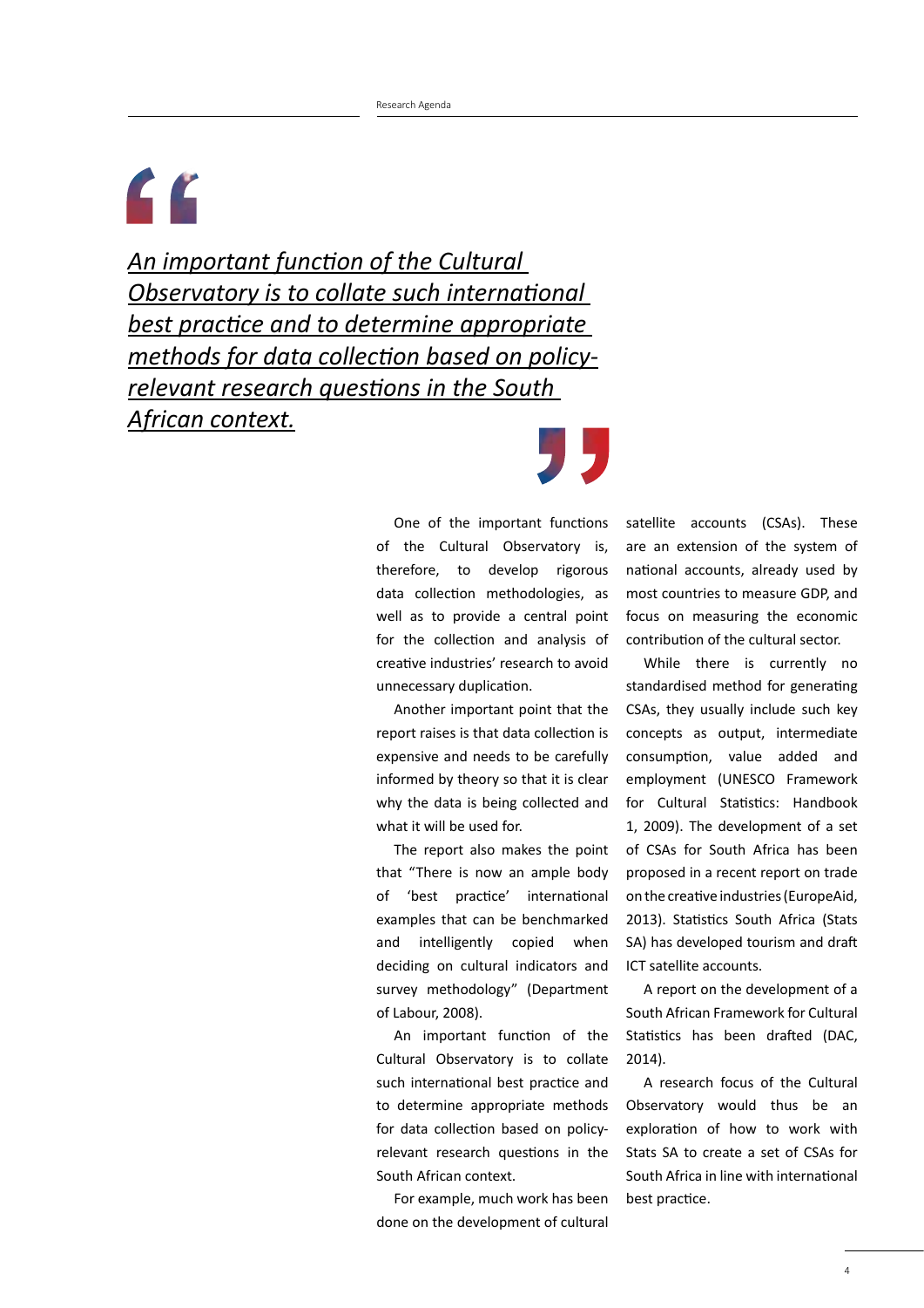*An important function of the Cultural Observatory is to collate such international best practice and to determine appropriate methods for data collection based on policy-relevant research questions in the South African context.*

One of the important functions of the Cultural Observatory is, therefore, to develop rigorous data collection methodologies, as well as to provide a central point for the collection and analysis of creative industries' research to avoid unnecessary duplication.

Another important point that the report raises is that data collection is expensive and needs to be carefully informed by theory so that it is clear why the data is being collected and what it will be used for.

The report also makes the point that "There is now an ample body of 'best practice' international examples that can be benchmarked and intelligently copied when deciding on cultural indicators and survey methodology" (Department of Labour, 2008).

An important function of the Cultural Observatory is to collate such international best practice and to determine appropriate methods for data collection based on policy-relevant research questions in the South African context.

For example, much work has been done on the development of cultural satellite accounts (CSAs). These are an extension of the system of national accounts, already used by most countries to measure GDP, and focus on measuring the economic contribution of the cultural sector.

While there is currently no standardised method for generating CSAs, they usually include such key concepts as output, intermediate consumption, value added and employment (UNESCO Framework for Cultural Statistics: Handbook 1, 2009). The development of a set of CSAs for South Africa has been proposed in a recent report on trade on the creative industries (EuropeAid, 2013). Statistics South Africa (Stats SA) has developed tourism and draft ICT satellite accounts.

A report on the development of a South African Framework for Cultural Statistics has been drafted (DAC, 2014).

A research focus of the Cultural Observatory would thus be an exploration of how to work with Stats SA to create a set of CSAs for South Africa in line with international best practice.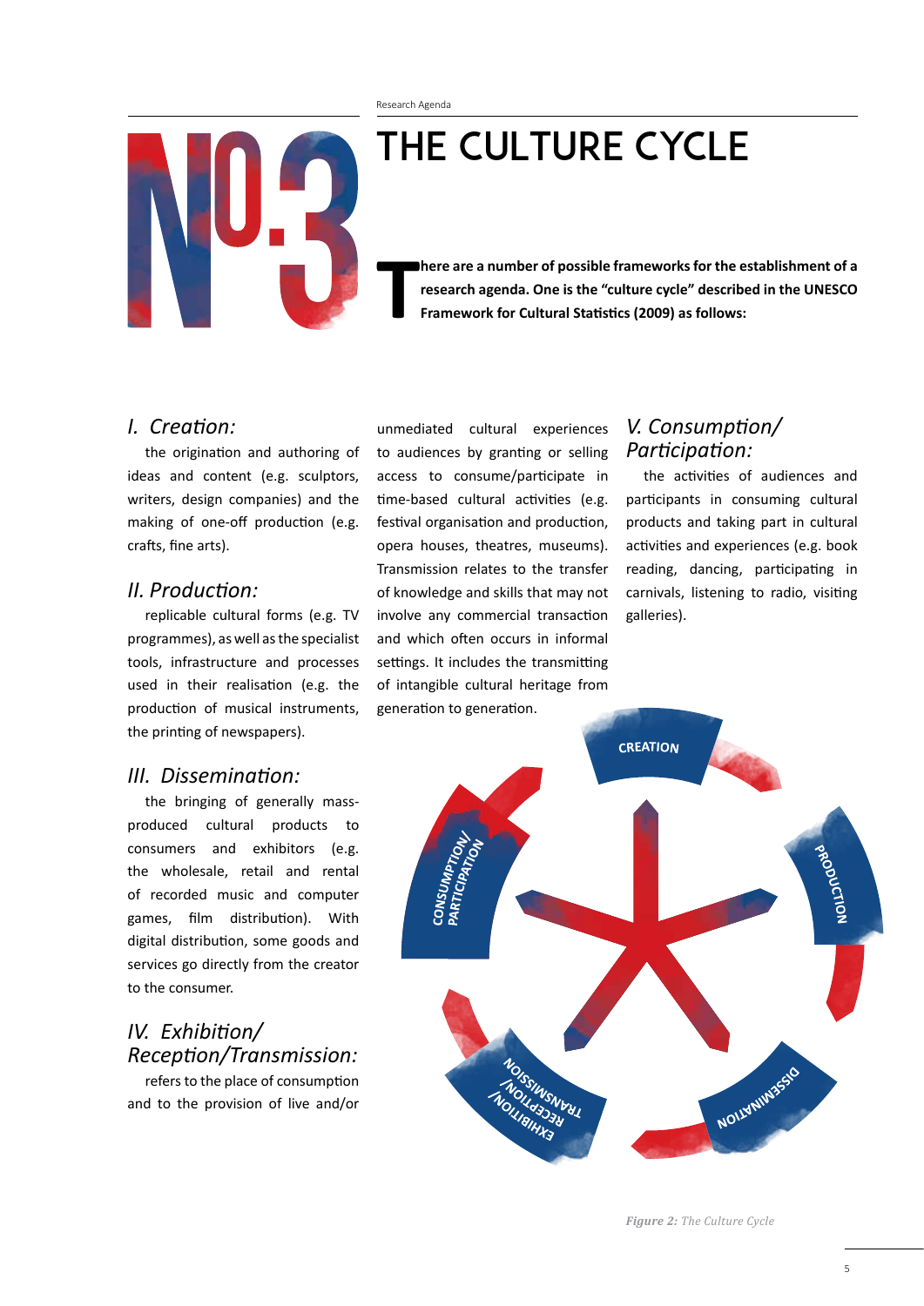# Nº3 THE CULTURE CYCLE

There are a number of possible frameworks for the establishment of a research agenda. One is the "culture cycle" described in the UNESCO Framework for Cultural Statistics (2009) as follows:

### *I. Creation:*

the origination and authoring of ideas and content (e.g. sculptors, writers, design companies) and the making of one-off production (e.g. crafts, fine arts).

### *II. Production:*

replicable cultural forms (e.g. TV programmes), as well as the specialist tools, infrastructure and processes used in their realisation (e.g. the production of musical instruments, the printing of newspapers).

### *III. Dissemination:*

the bringing of generally mass-produced cultural products to consumers and exhibitors (e.g. the wholesale, retail and rental of recorded music and computer games, film distribution). With digital distribution, some goods and services go directly from the creator to the consumer.

### *IV. Exhibition/ Reception/Transmission:*

refers to the place of consumption and to the provision of live and/or unmediated cultural experiences to audiences by granting or selling access to consume/participate in time-based cultural activities (e.g. festival organisation and production, opera houses, theatres, museums). Transmission relates to the transfer of knowledge and skills that may not involve any commercial transaction and which often occurs in informal settings. It includes the transmitting of intangible cultural heritage from generation to generation.

### *V. Consumption/ Participation:*

the activities of audiences and participants in consuming cultural products and taking part in cultural activities and experiences (e.g. book reading, dancing, participating in carnivals, listening to radio, visiting galleries).

CREATION

PRODUCTION

DISSEMINATION

EXHIBITION/ RECEPTION/ TRANSMISSION

CONSUMPTION/ PARTICIPATION

***Figure 2:*** *The Culture Cycle*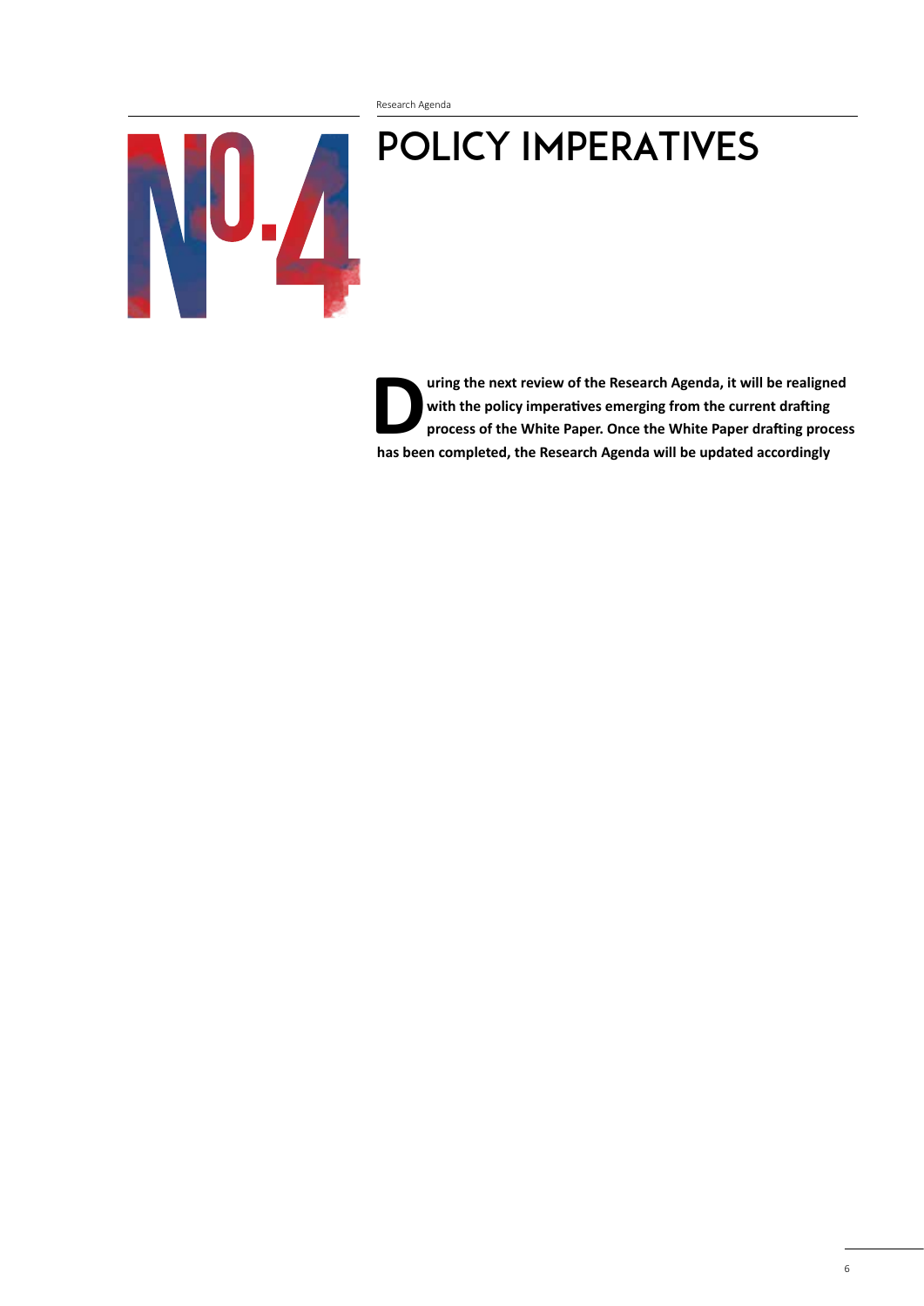# No.4 POLICY IMPERATIVES

**During the next review of the Research Agenda, it will be realigned with the policy imperatives emerging from the current drafting process of the White Paper. Once the White Paper drafting process has been completed, the Research Agenda will be updated accordingly**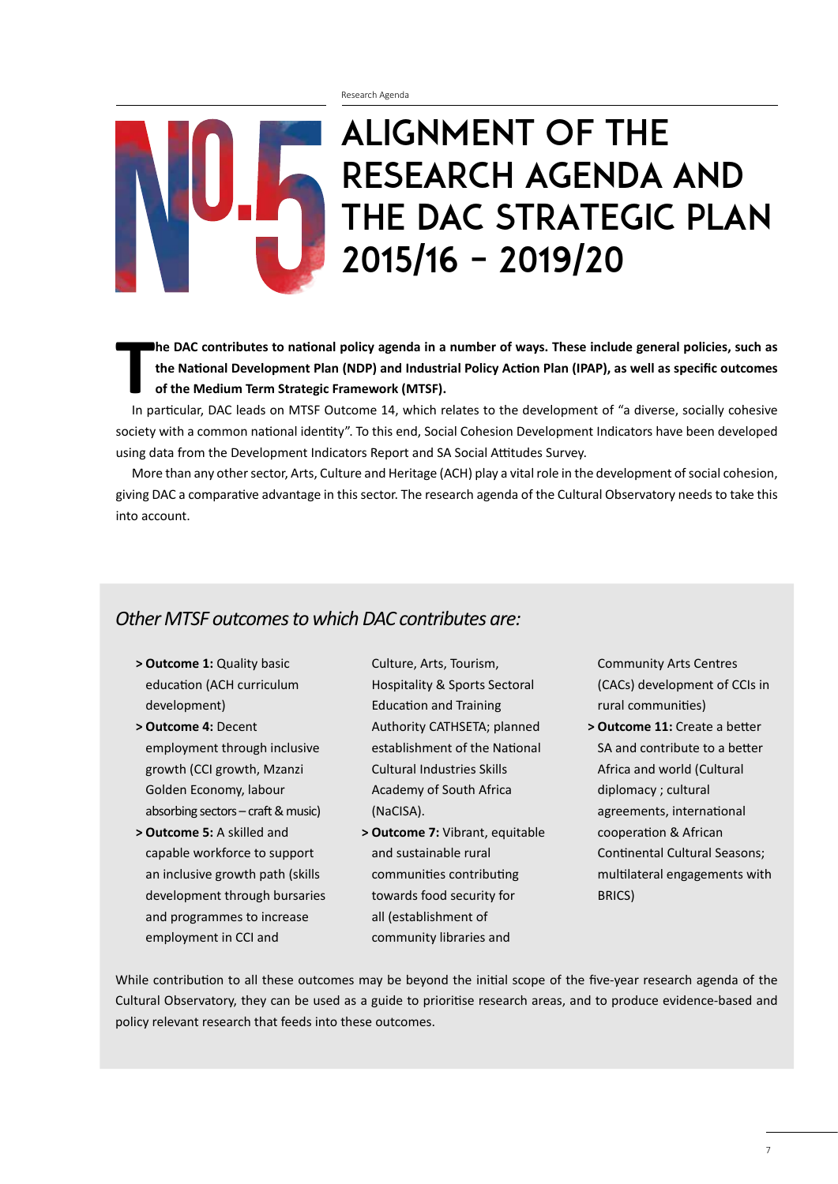# No.5 ALIGNMENT OF THE RESEARCH AGENDA AND THE DAC STRATEGIC PLAN 2015/16 – 2019/20

**The DAC contributes to national policy agenda in a number of ways. These include general policies, such as the National Development Plan (NDP) and Industrial Policy Action Plan (IPAP), as well as specific outcomes of the Medium Term Strategic Framework (MTSF).**

In particular, DAC leads on MTSF Outcome 14, which relates to the development of "a diverse, socially cohesive society with a common national identity". To this end, Social Cohesion Development Indicators have been developed using data from the Development Indicators Report and SA Social Attitudes Survey.

More than any other sector, Arts, Culture and Heritage (ACH) play a vital role in the development of social cohesion, giving DAC a comparative advantage in this sector. The research agenda of the Cultural Observatory needs to take this into account.

## *Other MTSF outcomes to which DAC contributes are:*

- **Outcome 1:** Quality basic education (ACH curriculum development)
- **Outcome 4:** Decent employment through inclusive growth (CCI growth, Mzanzi Golden Economy, labour absorbing sectors – craft & music)
- **Outcome 5:** A skilled and capable workforce to support an inclusive growth path (skills development through bursaries and programmes to increase employment in CCI and Culture, Arts, Tourism, Hospitality & Sports Sectoral Education and Training Authority CATHSETA; planned establishment of the National Cultural Industries Skills Academy of South Africa (NaCISA).
- **Outcome 7:** Vibrant, equitable and sustainable rural communities contributing towards food security for all (establishment of community libraries and Community Arts Centres (CACs) development of CCIs in rural communities)
- **Outcome 11:** Create a better SA and contribute to a better Africa and world (Cultural diplomacy ; cultural agreements, international cooperation & African Continental Cultural Seasons; multilateral engagements with BRICS)

While contribution to all these outcomes may be beyond the initial scope of the five-year research agenda of the Cultural Observatory, they can be used as a guide to prioritise research areas, and to produce evidence-based and policy relevant research that feeds into these outcomes.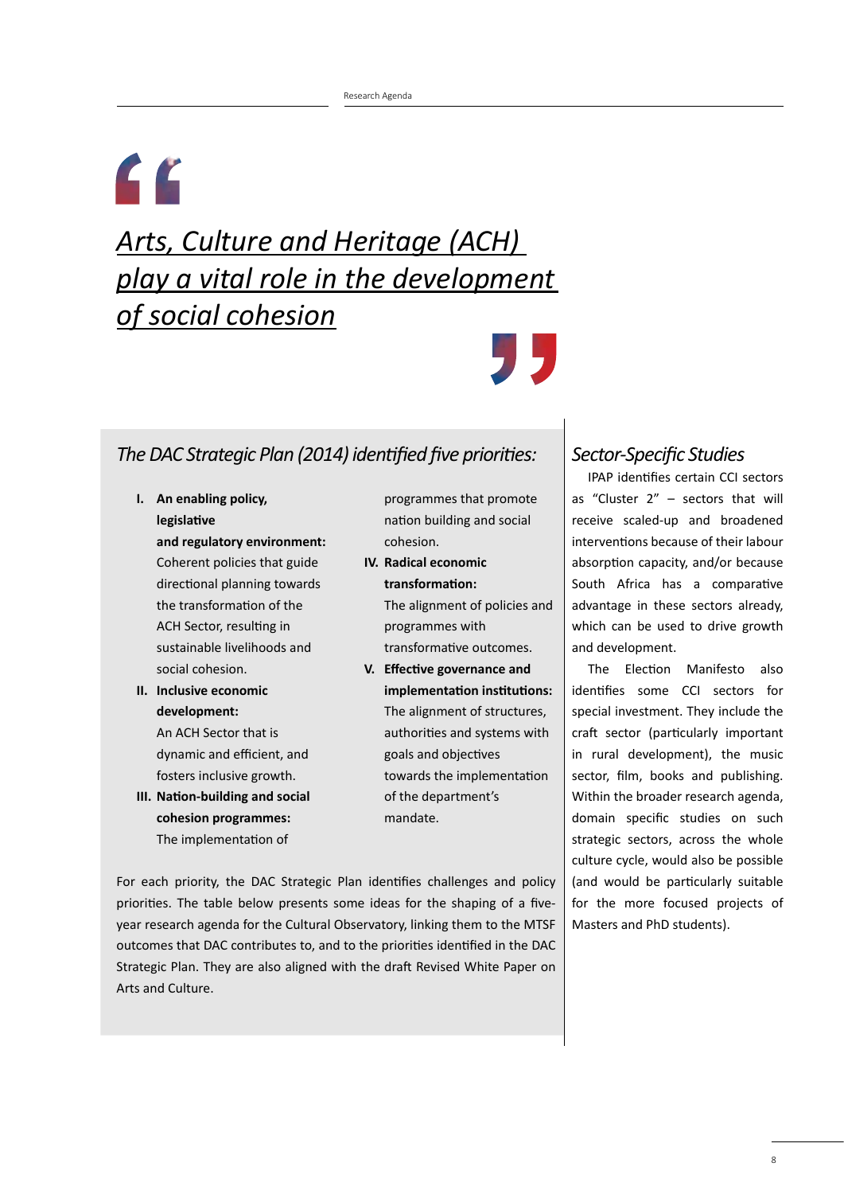*Arts, Culture and Heritage (ACH) play a vital role in the development of social cohesion*

## *The DAC Strategic Plan (2014) identified five priorities:*

I. **An enabling policy, legislative and regulatory environment:** Coherent policies that guide directional planning towards the transformation of the ACH Sector, resulting in sustainable livelihoods and social cohesion.

II. **Inclusive economic development:** An ACH Sector that is dynamic and efficient, and fosters inclusive growth.

III. **Nation-building and social cohesion programmes:** The implementation of programmes that promote nation building and social cohesion.

IV. **Radical economic transformation:** The alignment of policies and programmes with transformative outcomes.

V. **Effective governance and implementation institutions:** The alignment of structures, authorities and systems with goals and objectives towards the implementation of the department's mandate.

For each priority, the DAC Strategic Plan identifies challenges and policy priorities. The table below presents some ideas for the shaping of a five-year research agenda for the Cultural Observatory, linking them to the MTSF outcomes that DAC contributes to, and to the priorities identified in the DAC Strategic Plan. They are also aligned with the draft Revised White Paper on Arts and Culture.

## *Sector-Specific Studies*

IPAP identifies certain CCI sectors as "Cluster 2" – sectors that will receive scaled-up and broadened interventions because of their labour absorption capacity, and/or because South Africa has a comparative advantage in these sectors already, which can be used to drive growth and development.

The Election Manifesto also identifies some CCI sectors for special investment. They include the craft sector (particularly important in rural development), the music sector, film, books and publishing. Within the broader research agenda, domain specific studies on such strategic sectors, across the whole culture cycle, would also be possible (and would be particularly suitable for the more focused projects of Masters and PhD students).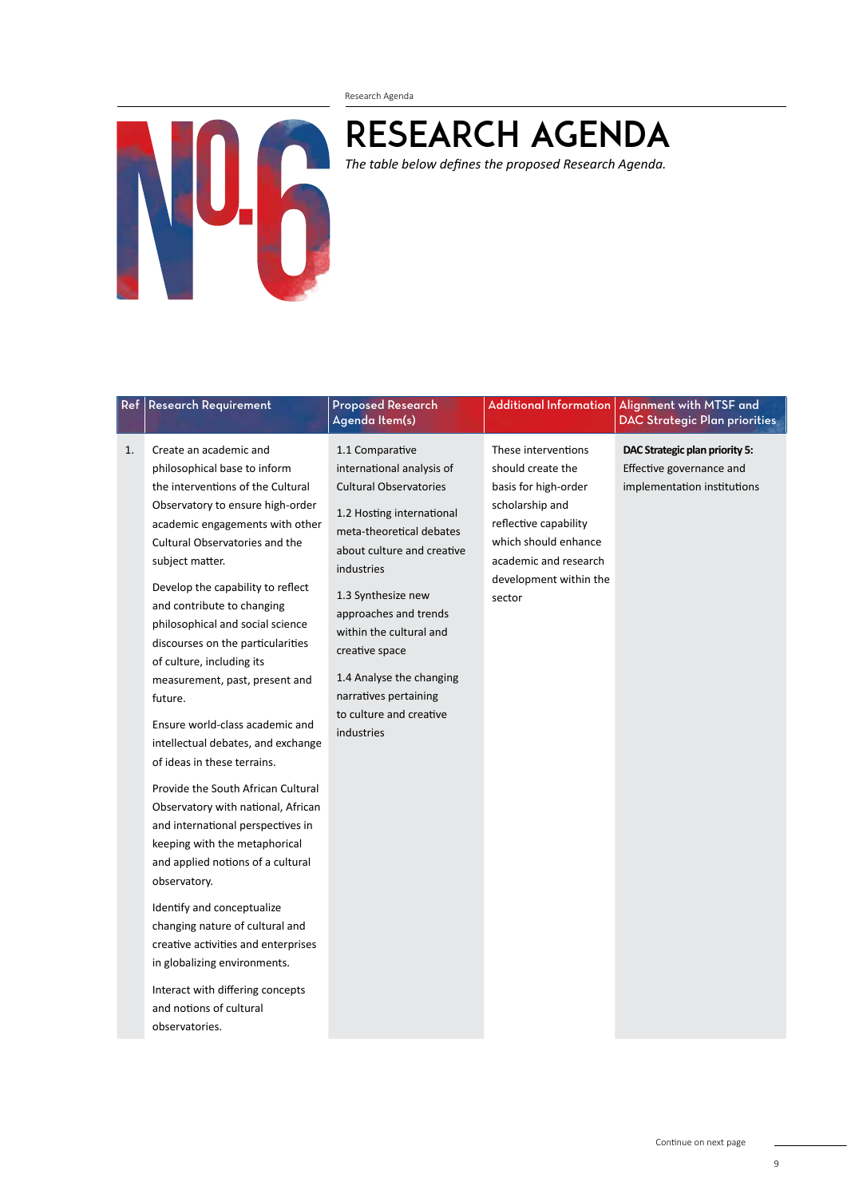# No. 6

# RESEARCH AGENDA

*The table below defines the proposed Research Agenda.*

| Ref | Research Requirement | Proposed Research Agenda Item(s) | Additional Information | Alignment with MTSF and DAC Strategic Plan priorities |
|---|---|---|---|---|
| 1. | Create an academic and philosophical base to inform the interventions of the Cultural Observatory to ensure high-order academic engagements with other Cultural Observatories and the subject matter.<br><br>Develop the capability to reflect and contribute to changing philosophical and social science discourses on the particularities of culture, including its measurement, past, present and future.<br><br>Ensure world-class academic and intellectual debates, and exchange of ideas in these terrains.<br><br>Provide the South African Cultural Observatory with national, African and international perspectives in keeping with the metaphorical and applied notions of a cultural observatory.<br><br>Identify and conceptualize changing nature of cultural and creative activities and enterprises in globalizing environments.<br><br>Interact with differing concepts and notions of cultural observatories. | 1.1 Comparative international analysis of Cultural Observatories<br><br>1.2 Hosting international meta-theoretical debates about culture and creative industries<br><br>1.3 Synthesize new approaches and trends within the cultural and creative space<br><br>1.4 Analyse the changing narratives pertaining to culture and creative industries | These interventions should create the basis for high-order scholarship and reflective capability which should enhance academic and research development within the sector | **DAC Strategic plan priority 5:** Effective governance and implementation institutions |

Continue on next page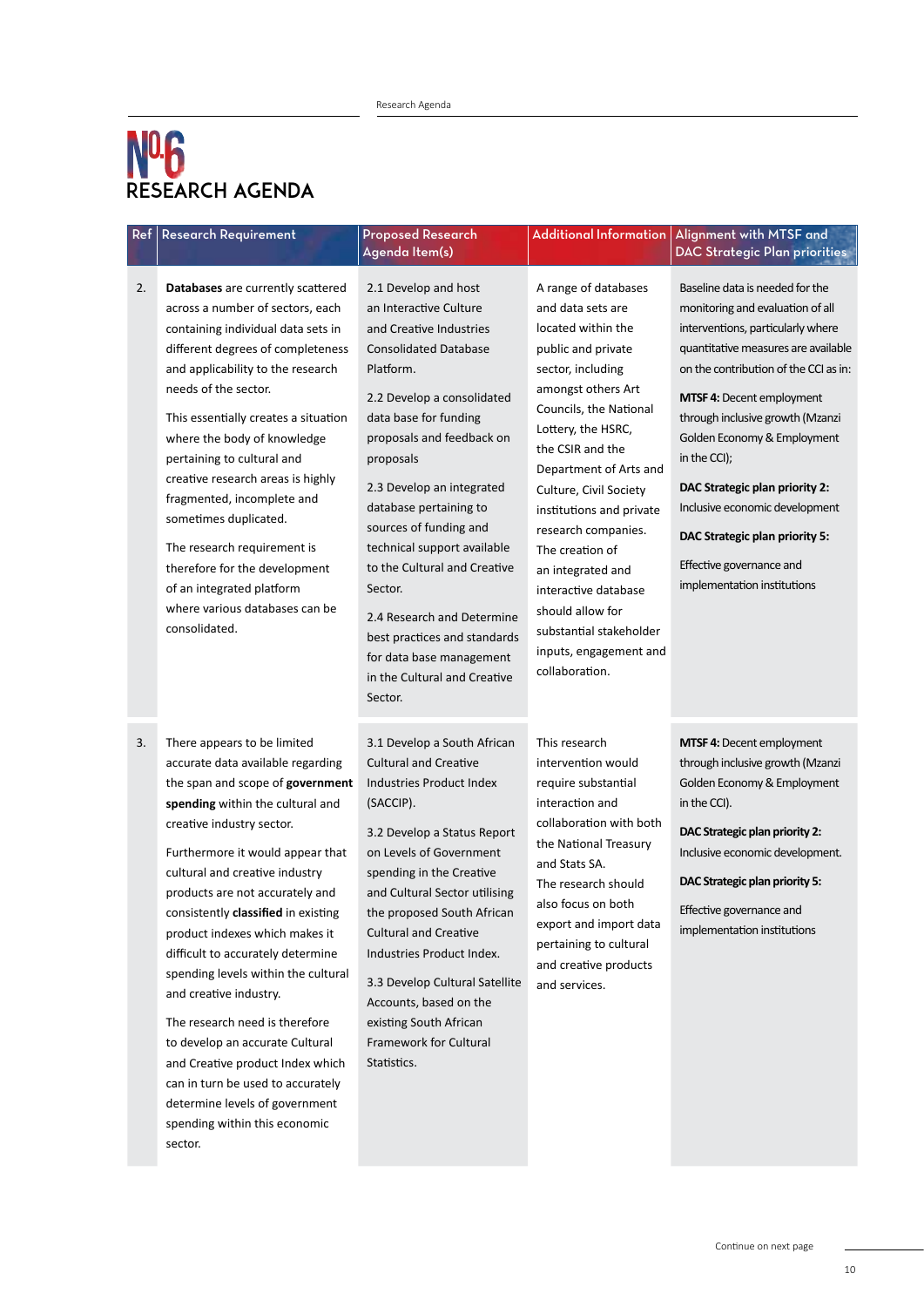# No.6 RESEARCH AGENDA

| Ref | Research Requirement | Proposed Research Agenda Item(s) | Additional Information | Alignment with MTSF and DAC Strategic Plan priorities |
|---|---|---|---|---|
| 2. | **Databases** are currently scattered across a number of sectors, each containing individual data sets in different degrees of completeness and applicability to the research needs of the sector.<br><br>This essentially creates a situation where the body of knowledge pertaining to cultural and creative research areas is highly fragmented, incomplete and sometimes duplicated.<br><br>The research requirement is therefore for the development of an integrated platform where various databases can be consolidated. | 2.1 Develop and host an Interactive Culture and Creative Industries Consolidated Database Platform.<br><br>2.2 Develop a consolidated data base for funding proposals and feedback on proposals<br><br>2.3 Develop an integrated database pertaining to sources of funding and technical support available to the Cultural and Creative Sector.<br><br>2.4 Research and Determine best practices and standards for data base management in the Cultural and Creative Sector. | A range of databases and data sets are located within the public and private sector, including amongst others Art Councils, the National Lottery, the HSRC, the CSIR and the Department of Arts and Culture, Civil Society institutions and private research companies. The creation of an integrated and interactive database should allow for substantial stakeholder inputs, engagement and collaboration. | Baseline data is needed for the monitoring and evaluation of all interventions, particularly where quantitative measures are available on the contribution of the CCI as in:<br><br>**MTSF 4:** Decent employment through inclusive growth (Mzanzi Golden Economy & Employment in the CCI);<br><br>**DAC Strategic plan priority 2:** Inclusive economic development<br><br>**DAC Strategic plan priority 5:**<br><br>Effective governance and implementation institutions |
| 3. | There appears to be limited accurate data available regarding the span and scope of **government spending** within the cultural and creative industry sector.<br><br>Furthermore it would appear that cultural and creative industry products are not accurately and consistently **classified** in existing product indexes which makes it difficult to accurately determine spending levels within the cultural and creative industry.<br><br>The research need is therefore to develop an accurate Cultural and Creative product Index which can in turn be used to accurately determine levels of government spending within this economic sector. | 3.1 Develop a South African Cultural and Creative Industries Product Index (SACCIP).<br><br>3.2 Develop a Status Report on Levels of Government spending in the Creative and Cultural Sector utilising the proposed South African Cultural and Creative Industries Product Index.<br><br>3.3 Develop Cultural Satellite Accounts, based on the existing South African Framework for Cultural Statistics. | This research intervention would require substantial interaction and collaboration with both the National Treasury and Stats SA. The research should also focus on both export and import data pertaining to cultural and creative products and services. | **MTSF 4:** Decent employment through inclusive growth (Mzanzi Golden Economy & Employment in the CCI).<br><br>**DAC Strategic plan priority 2:** Inclusive economic development.<br><br>**DAC Strategic plan priority 5:**<br><br>Effective governance and implementation institutions |

Continue on next page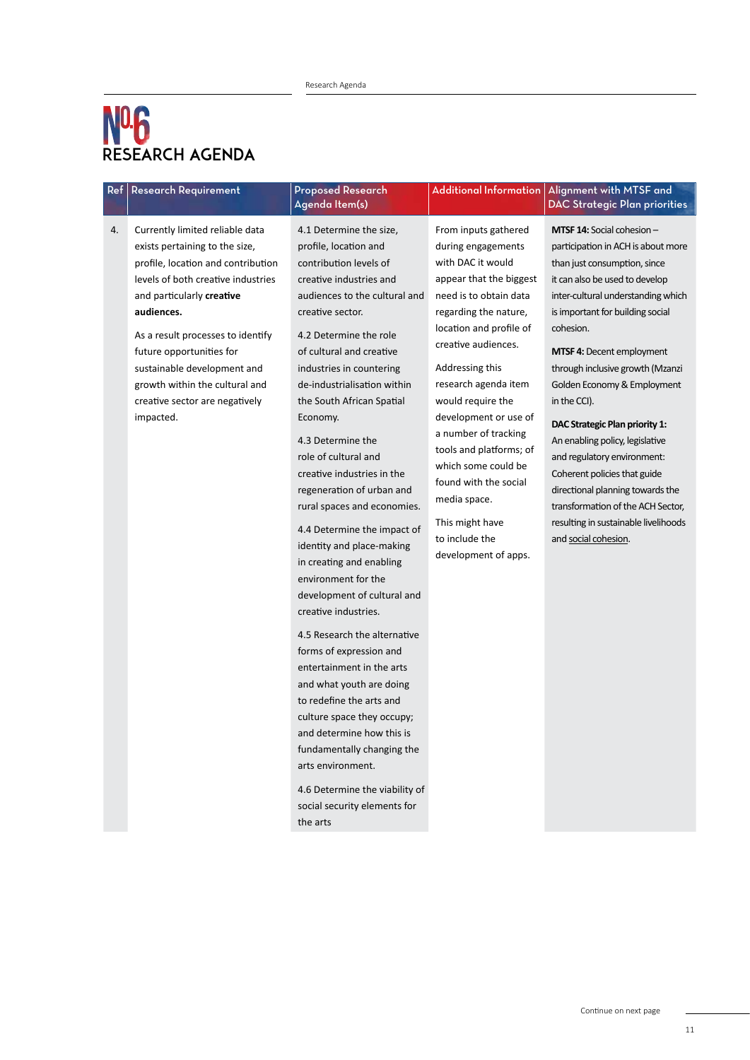# No.6 RESEARCH AGENDA

| Ref | Research Requirement | Proposed Research Agenda Item(s) | Additional Information | Alignment with MTSF and DAC Strategic Plan priorities |
|---|---|---|---|---|
| 4. | Currently limited reliable data exists pertaining to the size, profile, location and contribution levels of both creative industries and particularly **creative audiences.**<br><br>As a result processes to identify future opportunities for sustainable development and growth within the cultural and creative sector are negatively impacted. | 4.1 Determine the size, profile, location and contribution levels of creative industries and audiences to the cultural and creative sector.<br><br>4.2 Determine the role of cultural and creative industries in countering de-industrialisation within the South African Spatial Economy.<br><br>4.3 Determine the role of cultural and creative industries in the regeneration of urban and rural spaces and economies.<br><br>4.4 Determine the impact of identity and place-making in creating and enabling environment for the development of cultural and creative industries.<br><br>4.5 Research the alternative forms of expression and entertainment in the arts and what youth are doing to redefine the arts and culture space they occupy; and determine how this is fundamentally changing the arts environment.<br><br>4.6 Determine the viability of social security elements for the arts | From inputs gathered during engagements with DAC it would appear that the biggest need is to obtain data regarding the nature, location and profile of creative audiences.<br><br>Addressing this research agenda item would require the development or use of a number of tracking tools and platforms; of which some could be found with the social media space.<br><br>This might have to include the development of apps. | **MTSF 14:** Social cohesion – participation in ACH is about more than just consumption, since it can also be used to develop inter-cultural understanding which is important for building social cohesion.<br><br>**MTSF 4:** Decent employment through inclusive growth (Mzanzi Golden Economy & Employment in the CCI).<br><br>**DAC Strategic Plan priority 1:** An enabling policy, legislative and regulatory environment: Coherent policies that guide directional planning towards the transformation of the ACH Sector, resulting in sustainable livelihoods and social cohesion. |

Continue on next page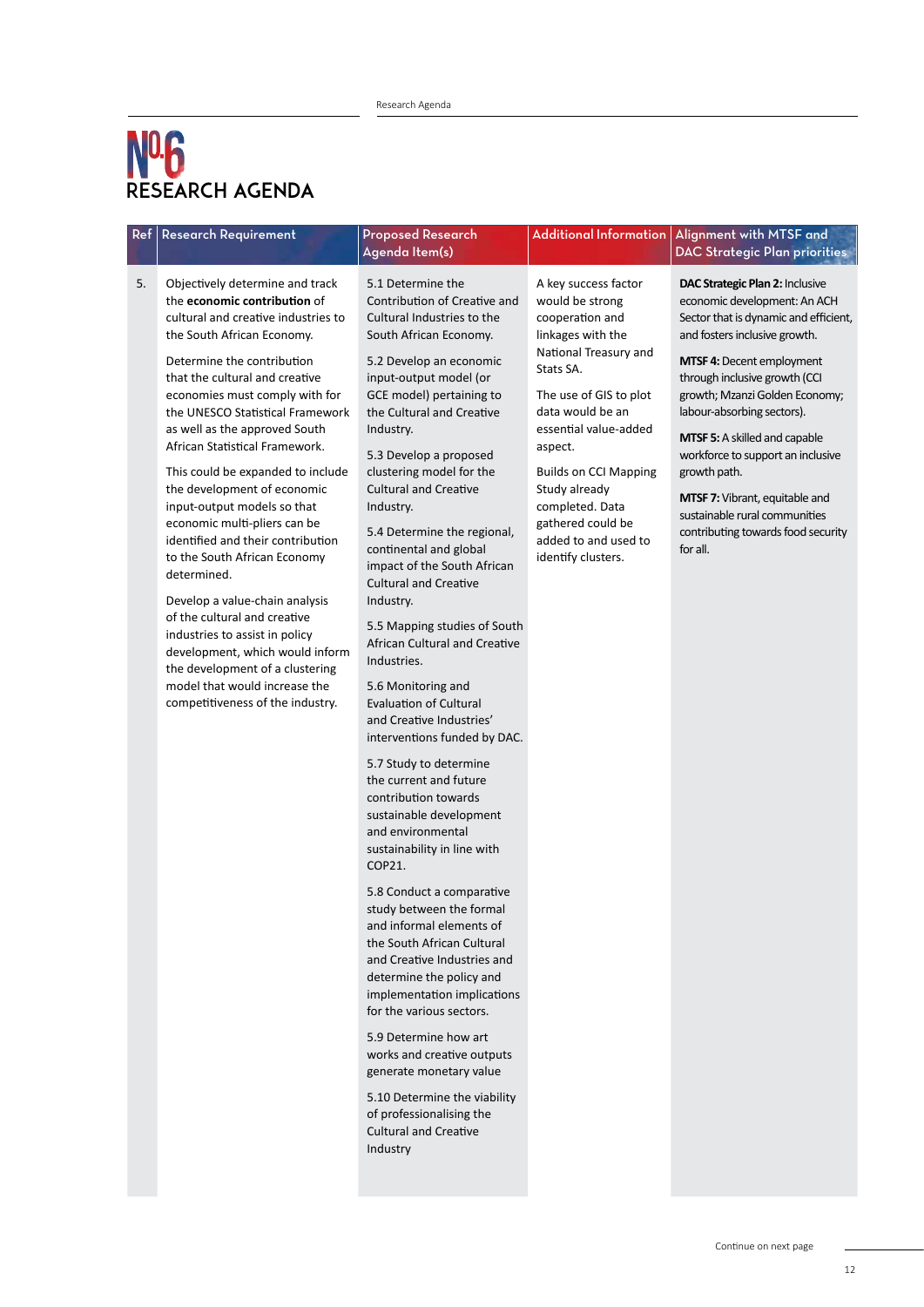# Nº6 RESEARCH AGENDA

| Ref | Research Requirement | Proposed Research Agenda Item(s) | Additional Information | Alignment with MTSF and DAC Strategic Plan priorities |
|---|---|---|---|---|
| 5. | Objectively determine and track the **economic contribution** of cultural and creative industries to the South African Economy.<br><br>Determine the contribution that the cultural and creative economies must comply with for the UNESCO Statistical Framework as well as the approved South African Statistical Framework.<br><br>This could be expanded to include the development of economic input-output models so that economic multi-pliers can be identified and their contribution to the South African Economy determined.<br><br>Develop a value-chain analysis of the cultural and creative industries to assist in policy development, which would inform the development of a clustering model that would increase the competitiveness of the industry. | 5.1 Determine the Contribution of Creative and Cultural Industries to the South African Economy.<br><br>5.2 Develop an economic input-output model (or GCE model) pertaining to the Cultural and Creative Industry.<br><br>5.3 Develop a proposed clustering model for the Cultural and Creative Industry.<br><br>5.4 Determine the regional, continental and global impact of the South African Cultural and Creative Industry.<br><br>5.5 Mapping studies of South African Cultural and Creative Industries.<br><br>5.6 Monitoring and Evaluation of Cultural and Creative Industries' interventions funded by DAC.<br><br>5.7 Study to determine the current and future contribution towards sustainable development and environmental sustainability in line with COP21.<br><br>5.8 Conduct a comparative study between the formal and informal elements of the South African Cultural and Creative Industries and determine the policy and implementation implications for the various sectors.<br><br>5.9 Determine how art works and creative outputs generate monetary value<br><br>5.10 Determine the viability of professionalising the Cultural and Creative Industry | A key success factor would be strong cooperation and linkages with the National Treasury and Stats SA.<br><br>The use of GIS to plot data would be an essential value-added aspect.<br><br>Builds on CCI Mapping Study already completed. Data gathered could be added to and used to identify clusters. | **DAC Strategic Plan 2:** Inclusive economic development: An ACH Sector that is dynamic and efficient, and fosters inclusive growth.<br><br>**MTSF 4:** Decent employment through inclusive growth (CCI growth; Mzanzi Golden Economy; labour-absorbing sectors).<br><br>**MTSF 5:** A skilled and capable workforce to support an inclusive growth path.<br><br>**MTSF 7:** Vibrant, equitable and sustainable rural communities contributing towards food security for all. |

Continue on next page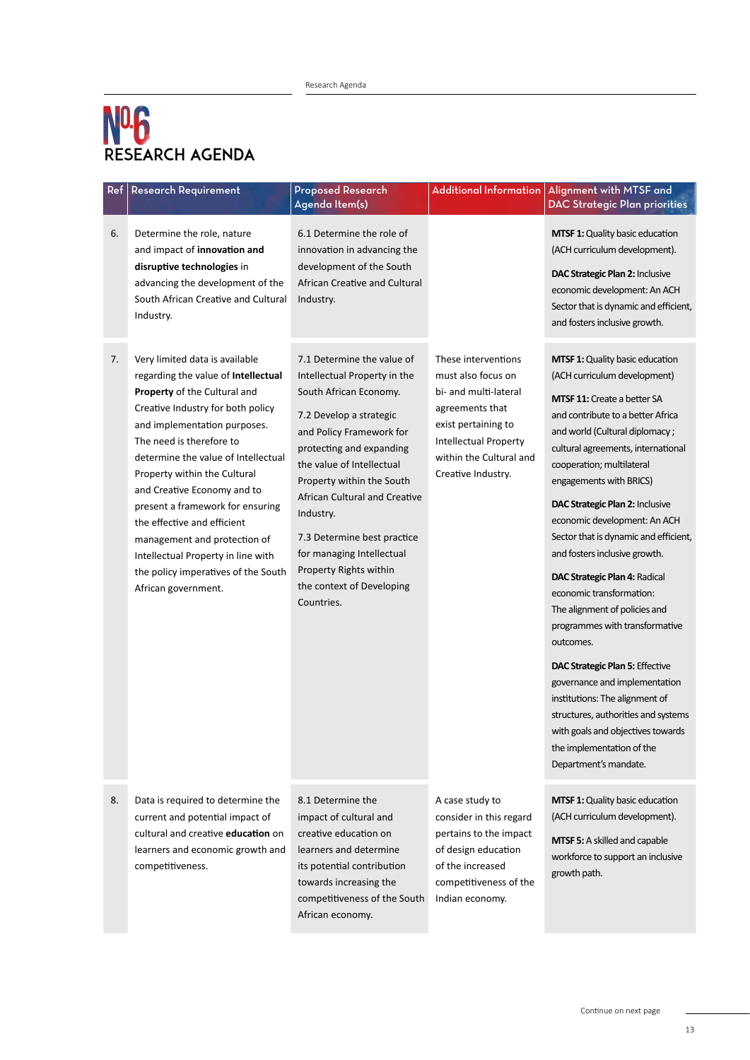# No.6 RESEARCH AGENDA

| Ref | Research Requirement | Proposed Research Agenda Item(s) | Additional Information | Alignment with MTSF and DAC Strategic Plan priorities |
|---|---|---|---|---|
| 6. | Determine the role, nature and impact of **innovation and disruptive technologies** in advancing the development of the South African Creative and Cultural Industry. | 6.1 Determine the role of innovation in advancing the development of the South African Creative and Cultural Industry. | | **MTSF 1:** Quality basic education (ACH curriculum development).<br><br>**DAC Strategic Plan 2:** Inclusive economic development: An ACH Sector that is dynamic and efficient, and fosters inclusive growth. |
| 7. | Very limited data is available regarding the value of **Intellectual Property** of the Cultural and Creative Industry for both policy and implementation purposes. The need is therefore to determine the value of Intellectual Property within the Cultural and Creative Economy and to present a framework for ensuring the effective and efficient management and protection of Intellectual Property in line with the policy imperatives of the South African government. | 7.1 Determine the value of Intellectual Property in the South African Economy.<br><br>7.2 Develop a strategic and Policy Framework for protecting and expanding the value of Intellectual Property within the South African Cultural and Creative Industry.<br><br>7.3 Determine best practice for managing Intellectual Property Rights within the context of Developing Countries. | These interventions must also focus on bi- and multi-lateral agreements that exist pertaining to Intellectual Property within the Cultural and Creative Industry. | **MTSF 1:** Quality basic education (ACH curriculum development)<br><br>**MTSF 11:** Create a better SA and contribute to a better Africa and world (Cultural diplomacy ; cultural agreements, international cooperation; multilateral engagements with BRICS)<br><br>**DAC Strategic Plan 2:** Inclusive economic development: An ACH Sector that is dynamic and efficient, and fosters inclusive growth.<br><br>**DAC Strategic Plan 4:** Radical economic transformation: The alignment of policies and programmes with transformative outcomes.<br><br>**DAC Strategic Plan 5:** Effective governance and implementation institutions: The alignment of structures, authorities and systems with goals and objectives towards the implementation of the Department's mandate. |
| 8. | Data is required to determine the current and potential impact of cultural and creative **education** on learners and economic growth and competitiveness. | 8.1 Determine the impact of cultural and creative education on learners and determine its potential contribution towards increasing the competitiveness of the South African economy. | A case study to consider in this regard pertains to the impact of design education of the increased competitiveness of the Indian economy. | **MTSF 1:** Quality basic education (ACH curriculum development).<br><br>**MTSF 5:** A skilled and capable workforce to support an inclusive growth path. |

Continue on next page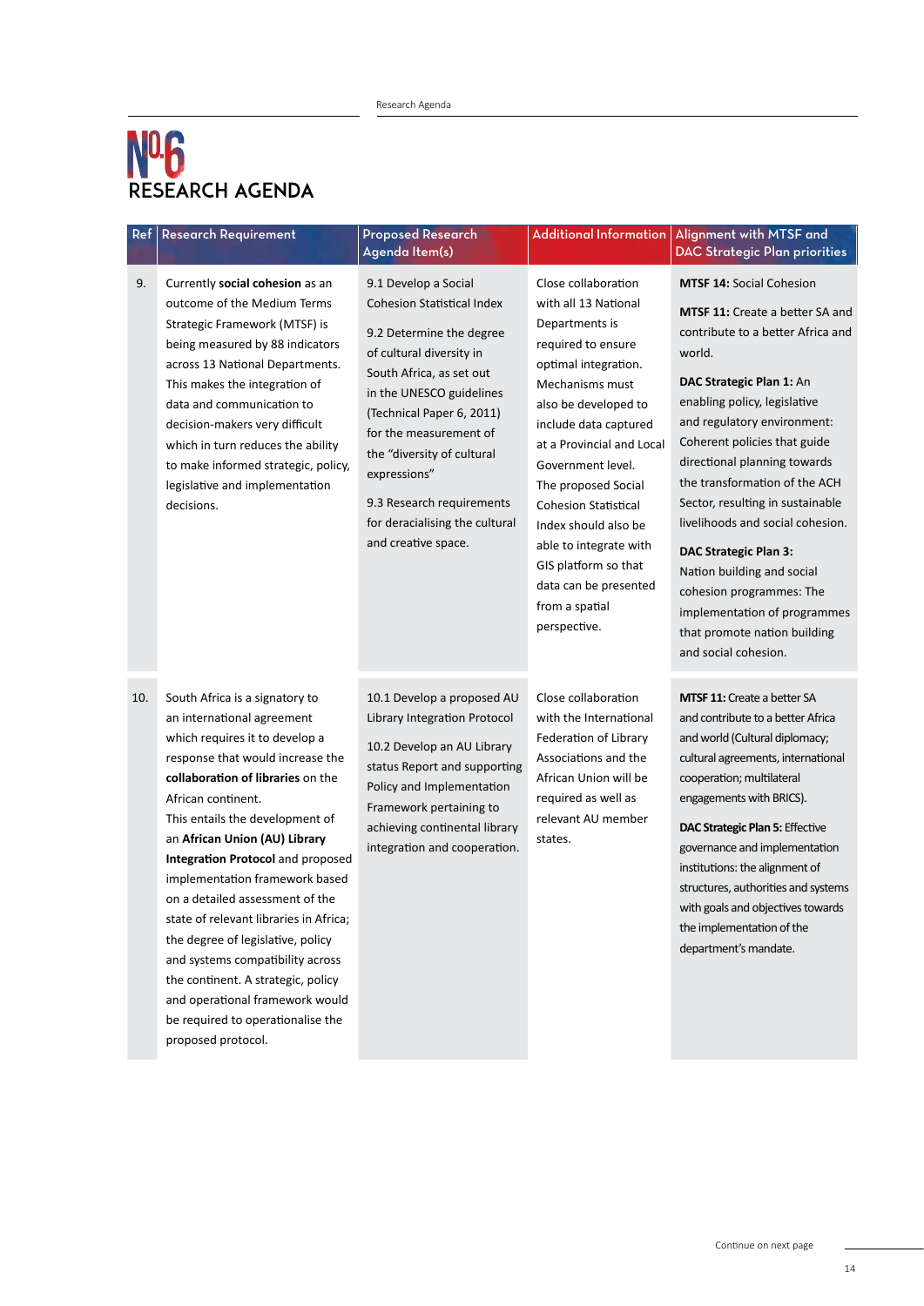# No.6 RESEARCH AGENDA

| Ref | Research Requirement | Proposed Research Agenda Item(s) | Additional Information | Alignment with MTSF and DAC Strategic Plan priorities |
|---|---|---|---|---|
| 9. | Currently **social cohesion** as an outcome of the Medium Terms Strategic Framework (MTSF) is being measured by 88 indicators across 13 National Departments. This makes the integration of data and communication to decision-makers very difficult which in turn reduces the ability to make informed strategic, policy, legislative and implementation decisions. | 9.1 Develop a Social Cohesion Statistical Index<br><br>9.2 Determine the degree of cultural diversity in South Africa, as set out in the UNESCO guidelines (Technical Paper 6, 2011) for the measurement of the "diversity of cultural expressions"<br><br>9.3 Research requirements for deracialising the cultural and creative space. | Close collaboration with all 13 National Departments is required to ensure optimal integration. Mechanisms must also be developed to include data captured at a Provincial and Local Government level. The proposed Social Cohesion Statistical Index should also be able to integrate with GIS platform so that data can be presented from a spatial perspective. | **MTSF 14:** Social Cohesion<br><br>**MTSF 11:** Create a better SA and contribute to a better Africa and world.<br><br>**DAC Strategic Plan 1:** An enabling policy, legislative and regulatory environment: Coherent policies that guide directional planning towards the transformation of the ACH Sector, resulting in sustainable livelihoods and social cohesion.<br><br>**DAC Strategic Plan 3:** Nation building and social cohesion programmes: The implementation of programmes that promote nation building and social cohesion. |
| 10. | South Africa is a signatory to an international agreement which requires it to develop a response that would increase the **collaboration of libraries** on the African continent.<br>This entails the development of an **African Union (AU) Library Integration Protocol** and proposed implementation framework based on a detailed assessment of the state of relevant libraries in Africa; the degree of legislative, policy and systems compatibility across the continent. A strategic, policy and operational framework would be required to operationalise the proposed protocol. | 10.1 Develop a proposed AU Library Integration Protocol<br><br>10.2 Develop an AU Library status Report and supporting Policy and Implementation Framework pertaining to achieving continental library integration and cooperation. | Close collaboration with the International Federation of Library Associations and the African Union will be required as well as relevant AU member states. | **MTSF 11:** Create a better SA and contribute to a better Africa and world (Cultural diplomacy; cultural agreements, international cooperation; multilateral engagements with BRICS).<br><br>**DAC Strategic Plan 5:** Effective governance and implementation institutions: the alignment of structures, authorities and systems with goals and objectives towards the implementation of the department's mandate. |

Continue on next page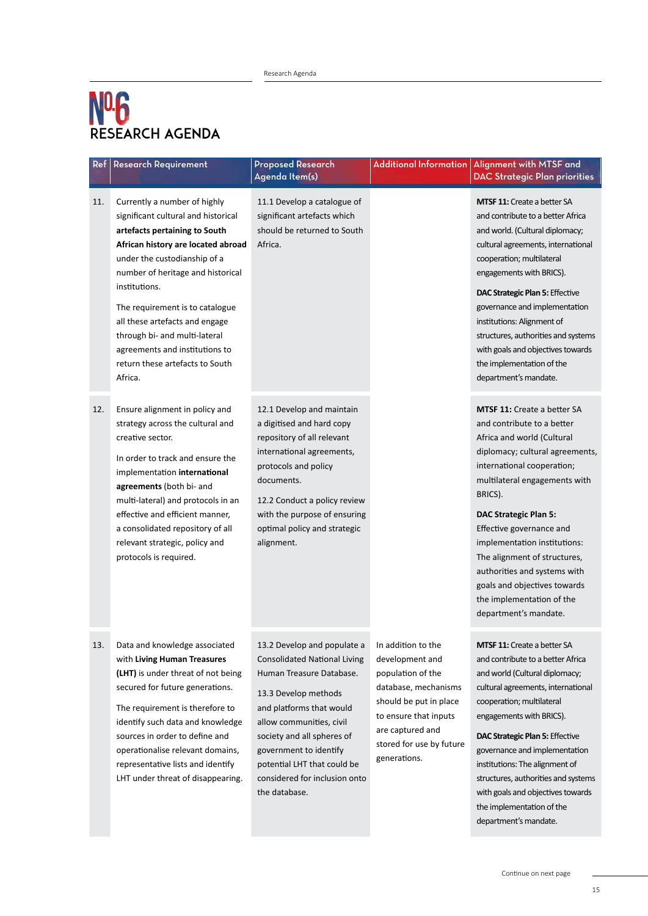# No.6 RESEARCH AGENDA

| Ref | Research Requirement | Proposed Research Agenda Item(s) | Additional Information | Alignment with MTSF and DAC Strategic Plan priorities |
|---|---|---|---|---|
| 11. | Currently a number of highly significant cultural and historical **artefacts pertaining to South African history are located abroad** under the custodianship of a number of heritage and historical institutions.<br><br>The requirement is to catalogue all these artefacts and engage through bi- and multi-lateral agreements and institutions to return these artefacts to South Africa. | 11.1 Develop a catalogue of significant artefacts which should be returned to South Africa. | | **MTSF 11:** Create a better SA and contribute to a better Africa and world. (Cultural diplomacy; cultural agreements, international cooperation; multilateral engagements with BRICS).<br><br>**DAC Strategic Plan 5:** Effective governance and implementation institutions: Alignment of structures, authorities and systems with goals and objectives towards the implementation of the department's mandate. |
| 12. | Ensure alignment in policy and strategy across the cultural and creative sector.<br><br>In order to track and ensure the implementation **international agreements** (both bi- and multi-lateral) and protocols in an effective and efficient manner, a consolidated repository of all relevant strategic, policy and protocols is required. | 12.1 Develop and maintain a digitised and hard copy repository of all relevant international agreements, protocols and policy documents.<br><br>12.2 Conduct a policy review with the purpose of ensuring optimal policy and strategic alignment. | | **MTSF 11:** Create a better SA and contribute to a better Africa and world (Cultural diplomacy; cultural agreements, international cooperation; multilateral engagements with BRICS).<br><br>**DAC Strategic Plan 5:** Effective governance and implementation institutions: The alignment of structures, authorities and systems with goals and objectives towards the implementation of the department's mandate. |
| 13. | Data and knowledge associated with **Living Human Treasures (LHT)** is under threat of not being secured for future generations.<br><br>The requirement is therefore to identify such data and knowledge sources in order to define and operationalise relevant domains, representative lists and identify LHT under threat of disappearing. | 13.2 Develop and populate a Consolidated National Living Human Treasure Database.<br><br>13.3 Develop methods and platforms that would allow communities, civil society and all spheres of government to identify potential LHT that could be considered for inclusion onto the database. | In addition to the development and population of the database, mechanisms should be put in place to ensure that inputs are captured and stored for use by future generations. | **MTSF 11:** Create a better SA and contribute to a better Africa and world (Cultural diplomacy; cultural agreements, international cooperation; multilateral engagements with BRICS).<br><br>**DAC Strategic Plan 5:** Effective governance and implementation institutions: The alignment of structures, authorities and systems with goals and objectives towards the implementation of the department's mandate. |

Continue on next page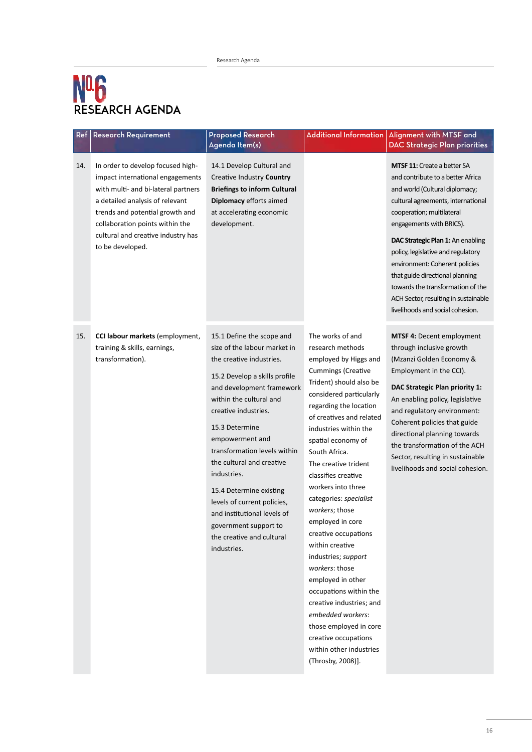# No.6 RESEARCH AGENDA

| Ref | Research Requirement | Proposed Research Agenda Item(s) | Additional Information | Alignment with MTSF and DAC Strategic Plan priorities |
|---|---|---|---|---|
| 14. | In order to develop focused high-impact international engagements with multi- and bi-lateral partners a detailed analysis of relevant trends and potential growth and collaboration points within the cultural and creative industry has to be developed. | 14.1 Develop Cultural and Creative Industry **Country Briefings to inform Cultural Diplomacy** efforts aimed at accelerating economic development. | | **MTSF 11:** Create a better SA and contribute to a better Africa and world (Cultural diplomacy; cultural agreements, international cooperation; multilateral engagements with BRICS).<br><br>**DAC Strategic Plan 1:** An enabling policy, legislative and regulatory environment: Coherent policies that guide directional planning towards the transformation of the ACH Sector, resulting in sustainable livelihoods and social cohesion. |
| 15. | **CCI labour markets** (employment, training & skills, earnings, transformation). | 15.1 Define the scope and size of the labour market in the creative industries.<br><br>15.2 Develop a skills profile and development framework within the cultural and creative industries.<br><br>15.3 Determine empowerment and transformation levels within the cultural and creative industries.<br><br>15.4 Determine existing levels of current policies, and institutional levels of government support to the creative and cultural industries. | The works of and research methods employed by Higgs and Cummings (Creative Trident) should also be considered particularly regarding the location of creatives and related industries within the spatial economy of South Africa. The creative trident classifies creative workers into three categories: *specialist workers*; those employed in core creative occupations within creative industries; *support workers*: those employed in other occupations within the creative industries; and *embedded workers*: those employed in core creative occupations within other industries (Throsby, 2008)]. | **MTSF 4:** Decent employment through inclusive growth (Mzanzi Golden Economy & Employment in the CCI).<br><br>**DAC Strategic Plan priority 1:** An enabling policy, legislative and regulatory environment: Coherent policies that guide directional planning towards the transformation of the ACH Sector, resulting in sustainable livelihoods and social cohesion. |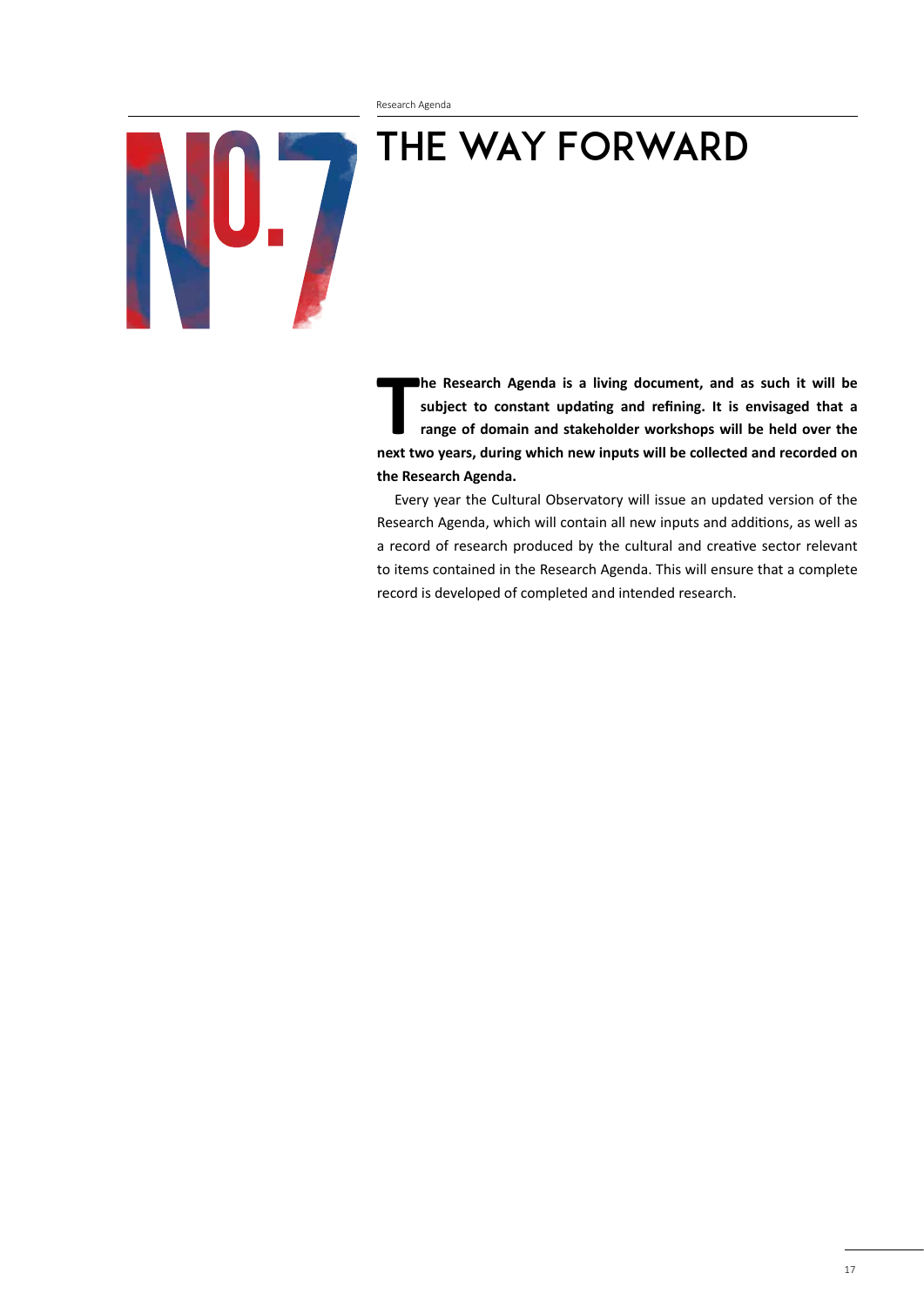# No.7 THE WAY FORWARD

**The Research Agenda is a living document, and as such it will be subject to constant updating and refining. It is envisaged that a range of domain and stakeholder workshops will be held over the next two years, during which new inputs will be collected and recorded on the Research Agenda.**

Every year the Cultural Observatory will issue an updated version of the Research Agenda, which will contain all new inputs and additions, as well as a record of research produced by the cultural and creative sector relevant to items contained in the Research Agenda. This will ensure that a complete record is developed of completed and intended research.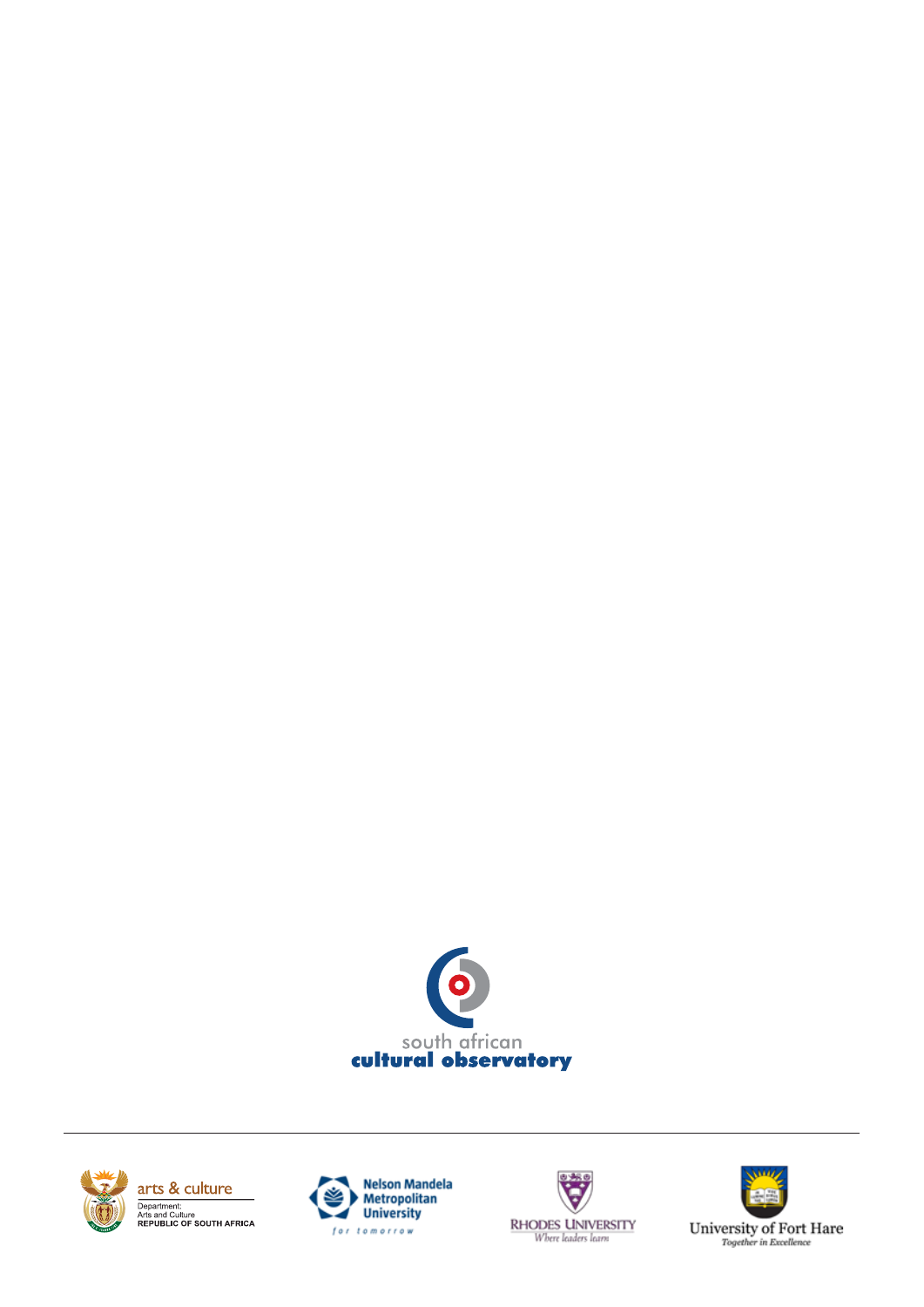south african
**cultural observatory**

arts & culture
Department:
Arts and Culture
REPUBLIC OF SOUTH AFRICA

Nelson Mandela
Metropolitan
University
for tomorrow

RHODES UNIVERSITY
Where leaders learn

University of Fort Hare
Together in Excellence